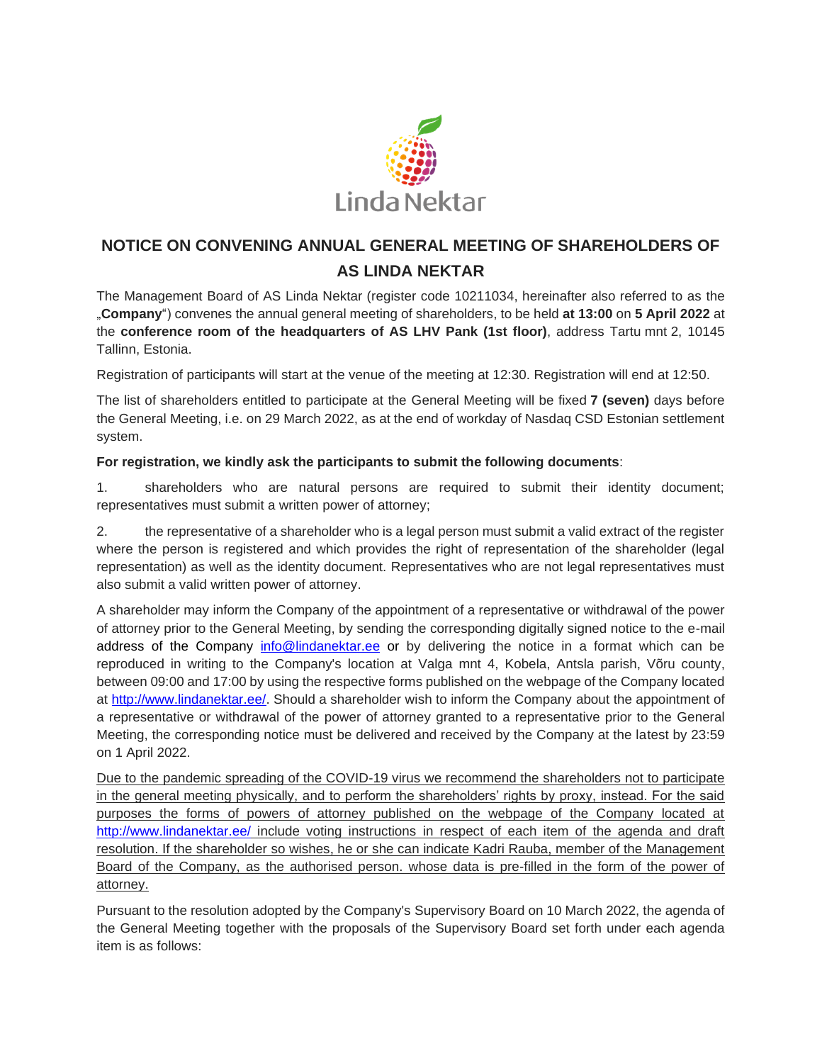# NOTICE ON CONVENING ANNUAL GENERAL MEETING OF SHAREHOLDERS OF AS LINDA NEKTAR

The Management Board of AS Linda Nektar (register code 10211034, hereinafter also referred to as the „**Company**“) convenes the annual general meeting of shareholders, to be held **at 13:00** on **5 April 2022** at the **conference room of the headquarters of AS LHV Pank (1st floor)**, address Tartu mnt 2, 10145 Tallinn, Estonia.

Registration of participants will start at the venue of the meeting at 12:30. Registration will end at 12:50.

The list of shareholders entitled to participate at the General Meeting will be fixed **7 (seven)** days before the General Meeting, i.e. on 29 March 2022, as at the end of workday of Nasdaq CSD Estonian settlement system.

**For registration, we kindly ask the participants to submit the following documents**:

1. shareholders who are natural persons are required to submit their identity document; representatives must submit a written power of attorney;

2. the representative of a shareholder who is a legal person must submit a valid extract of the register where the person is registered and which provides the right of representation of the shareholder (legal representation) as well as the identity document. Representatives who are not legal representatives must also submit a valid written power of attorney.

A shareholder may inform the Company of the appointment of a representative or withdrawal of the power of attorney prior to the General Meeting, by sending the corresponding digitally signed notice to the e-mail address of the Company info@lindanektar.ee or by delivering the notice in a format which can be reproduced in writing to the Company's location at Valga mnt 4, Kobela, Antsla parish, Võru county, between 09:00 and 17:00 by using the respective forms published on the webpage of the Company located at http://www.lindanektar.ee/. Should a shareholder wish to inform the Company about the appointment of a representative or withdrawal of the power of attorney granted to a representative prior to the General Meeting, the corresponding notice must be delivered and received by the Company at the latest by 23:59 on 1 April 2022.

Due to the pandemic spreading of the COVID-19 virus we recommend the shareholders not to participate in the general meeting physically, and to perform the shareholders' rights by proxy, instead. For the said purposes the forms of powers of attorney published on the webpage of the Company located at http://www.lindanektar.ee/ include voting instructions in respect of each item of the agenda and draft resolution. If the shareholder so wishes, he or she can indicate Kadri Rauba, member of the Management Board of the Company, as the authorised person. whose data is pre-filled in the form of the power of attorney.

Pursuant to the resolution adopted by the Company's Supervisory Board on 10 March 2022, the agenda of the General Meeting together with the proposals of the Supervisory Board set forth under each agenda item is as follows: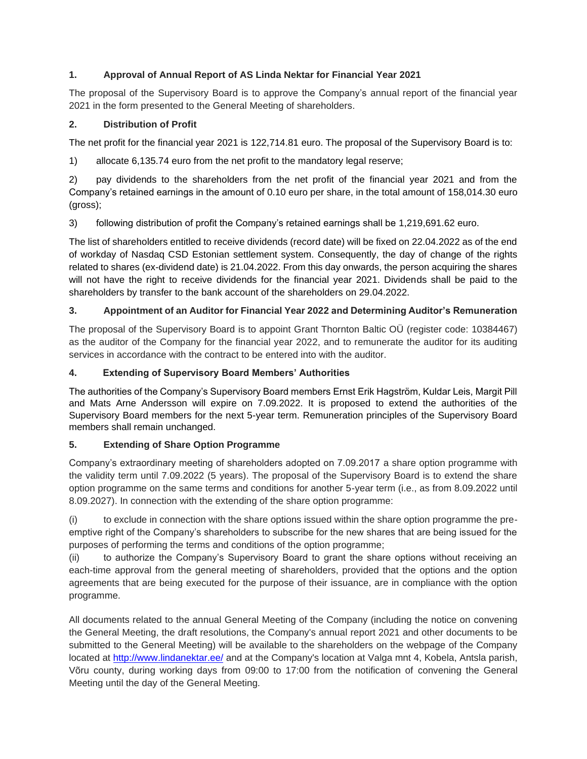## 1. Approval of Annual Report of AS Linda Nektar for Financial Year 2021

The proposal of the Supervisory Board is to approve the Company's annual report of the financial year 2021 in the form presented to the General Meeting of shareholders.

## 2. Distribution of Profit

The net profit for the financial year 2021 is 122,714.81 euro. The proposal of the Supervisory Board is to:

1) allocate 6,135.74 euro from the net profit to the mandatory legal reserve;

2) pay dividends to the shareholders from the net profit of the financial year 2021 and from the Company's retained earnings in the amount of 0.10 euro per share, in the total amount of 158,014.30 euro (gross);

3) following distribution of profit the Company's retained earnings shall be 1,219,691.62 euro.

The list of shareholders entitled to receive dividends (record date) will be fixed on 22.04.2022 as of the end of workday of Nasdaq CSD Estonian settlement system. Consequently, the day of change of the rights related to shares (ex-dividend date) is 21.04.2022. From this day onwards, the person acquiring the shares will not have the right to receive dividends for the financial year 2021. Dividends shall be paid to the shareholders by transfer to the bank account of the shareholders on 29.04.2022.

## 3. Appointment of an Auditor for Financial Year 2022 and Determining Auditor's Remuneration

The proposal of the Supervisory Board is to appoint Grant Thornton Baltic OÜ (register code: 10384467) as the auditor of the Company for the financial year 2022, and to remunerate the auditor for its auditing services in accordance with the contract to be entered into with the auditor.

## 4. Extending of Supervisory Board Members' Authorities

The authorities of the Company's Supervisory Board members Ernst Erik Hagström, Kuldar Leis, Margit Pill and Mats Arne Andersson will expire on 7.09.2022. It is proposed to extend the authorities of the Supervisory Board members for the next 5-year term. Remuneration principles of the Supervisory Board members shall remain unchanged.

## 5. Extending of Share Option Programme

Company's extraordinary meeting of shareholders adopted on 7.09.2017 a share option programme with the validity term until 7.09.2022 (5 years). The proposal of the Supervisory Board is to extend the share option programme on the same terms and conditions for another 5-year term (i.e., as from 8.09.2022 until 8.09.2027). In connection with the extending of the share option programme:

(i) to exclude in connection with the share options issued within the share option programme the pre-emptive right of the Company's shareholders to subscribe for the new shares that are being issued for the purposes of performing the terms and conditions of the option programme;

(ii) to authorize the Company's Supervisory Board to grant the share options without receiving an each-time approval from the general meeting of shareholders, provided that the options and the option agreements that are being executed for the purpose of their issuance, are in compliance with the option programme.

All documents related to the annual General Meeting of the Company (including the notice on convening the General Meeting, the draft resolutions, the Company's annual report 2021 and other documents to be submitted to the General Meeting) will be available to the shareholders on the webpage of the Company located at [http://www.lindanektar.ee/](http://www.lindanektar.ee/) and at the Company's location at Valga mnt 4, Kobela, Antsla parish, Võru county, during working days from 09:00 to 17:00 from the notification of convening the General Meeting until the day of the General Meeting.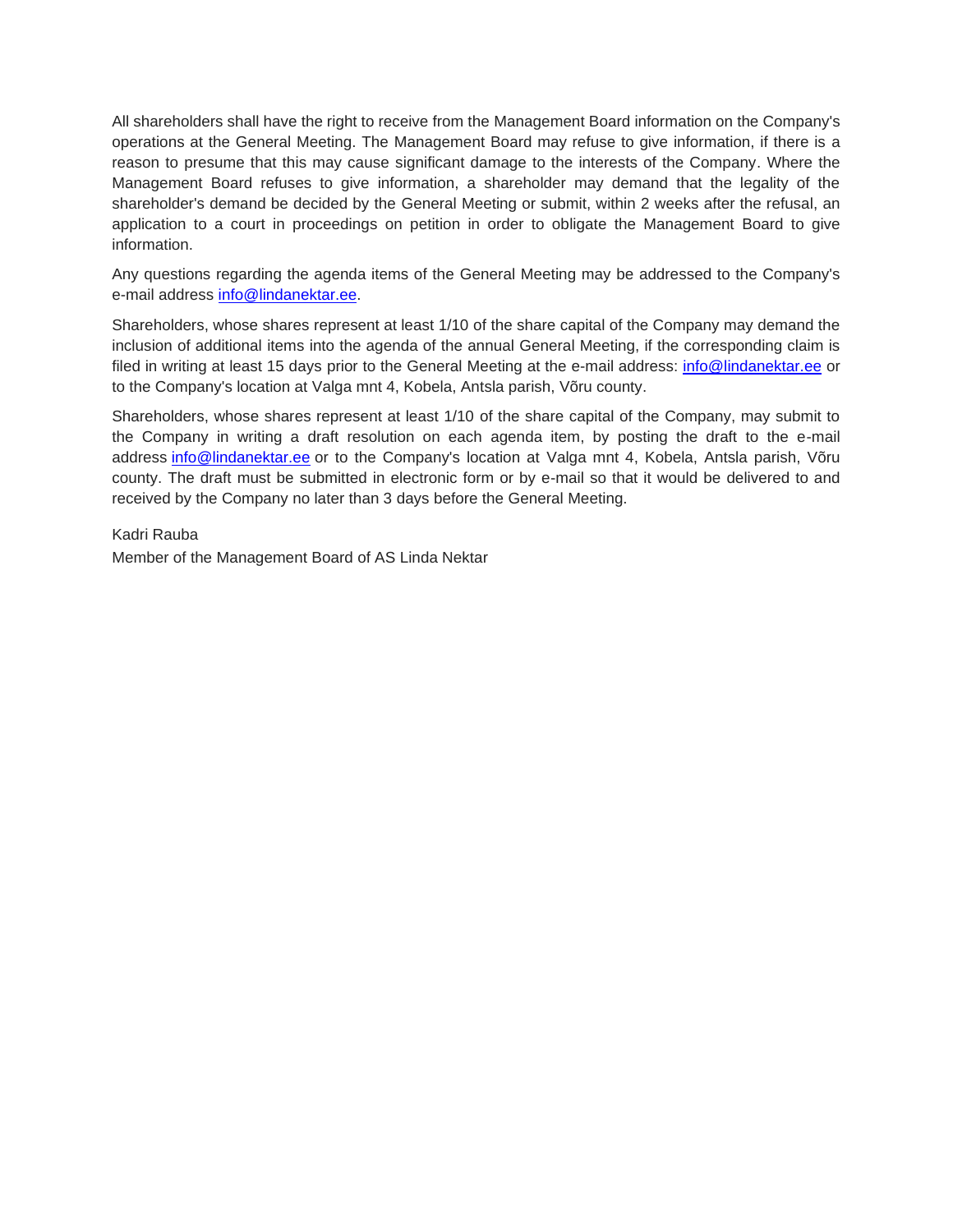All shareholders shall have the right to receive from the Management Board information on the Company's operations at the General Meeting. The Management Board may refuse to give information, if there is a reason to presume that this may cause significant damage to the interests of the Company. Where the Management Board refuses to give information, a shareholder may demand that the legality of the shareholder's demand be decided by the General Meeting or submit, within 2 weeks after the refusal, an application to a court in proceedings on petition in order to obligate the Management Board to give information.

Any questions regarding the agenda items of the General Meeting may be addressed to the Company's e-mail address info@lindanektar.ee.

Shareholders, whose shares represent at least 1/10 of the share capital of the Company may demand the inclusion of additional items into the agenda of the annual General Meeting, if the corresponding claim is filed in writing at least 15 days prior to the General Meeting at the e-mail address: info@lindanektar.ee or to the Company's location at Valga mnt 4, Kobela, Antsla parish, Võru county.

Shareholders, whose shares represent at least 1/10 of the share capital of the Company, may submit to the Company in writing a draft resolution on each agenda item, by posting the draft to the e-mail address info@lindanektar.ee or to the Company's location at Valga mnt 4, Kobela, Antsla parish, Võru county. The draft must be submitted in electronic form or by e-mail so that it would be delivered to and received by the Company no later than 3 days before the General Meeting.

Kadri Rauba

Member of the Management Board of AS Linda Nektar